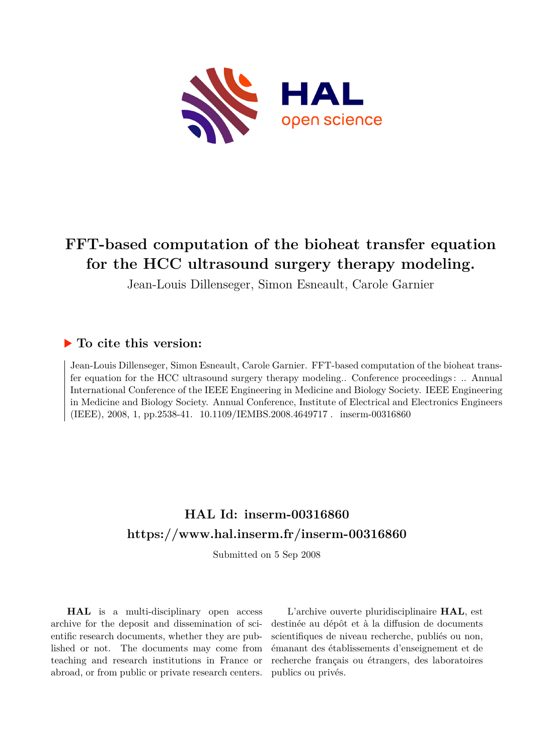# FFT-based computation of the bioheat transfer equation for the HCC ultrasound surgery therapy modeling.

Jean-Louis Dillenseger, Simon Esneault, Carole Garnier

## ▶ To cite this version:

Jean-Louis Dillenseger, Simon Esneault, Carole Garnier. FFT-based computation of the bioheat transfer equation for the HCC ultrasound surgery therapy modeling.. Conference proceedings : .. Annual International Conference of the IEEE Engineering in Medicine and Biology Society. IEEE Engineering in Medicine and Biology Society. Annual Conference, Institute of Electrical and Electronics Engineers (IEEE), 2008, 1, pp.2538-41. 10.1109/IEMBS.2008.4649717 . inserm-00316860

## HAL Id: inserm-00316860

## https://www.hal.inserm.fr/inserm-00316860

Submitted on 5 Sep 2008

**HAL** is a multi-disciplinary open access archive for the deposit and dissemination of scientific research documents, whether they are published or not. The documents may come from teaching and research institutions in France or abroad, or from public or private research centers.

L'archive ouverte pluridisciplinaire **HAL**, est destinée au dépôt et à la diffusion de documents scientifiques de niveau recherche, publiés ou non, émanant des établissements d'enseignement et de recherche français ou étrangers, des laboratoires publics ou privés.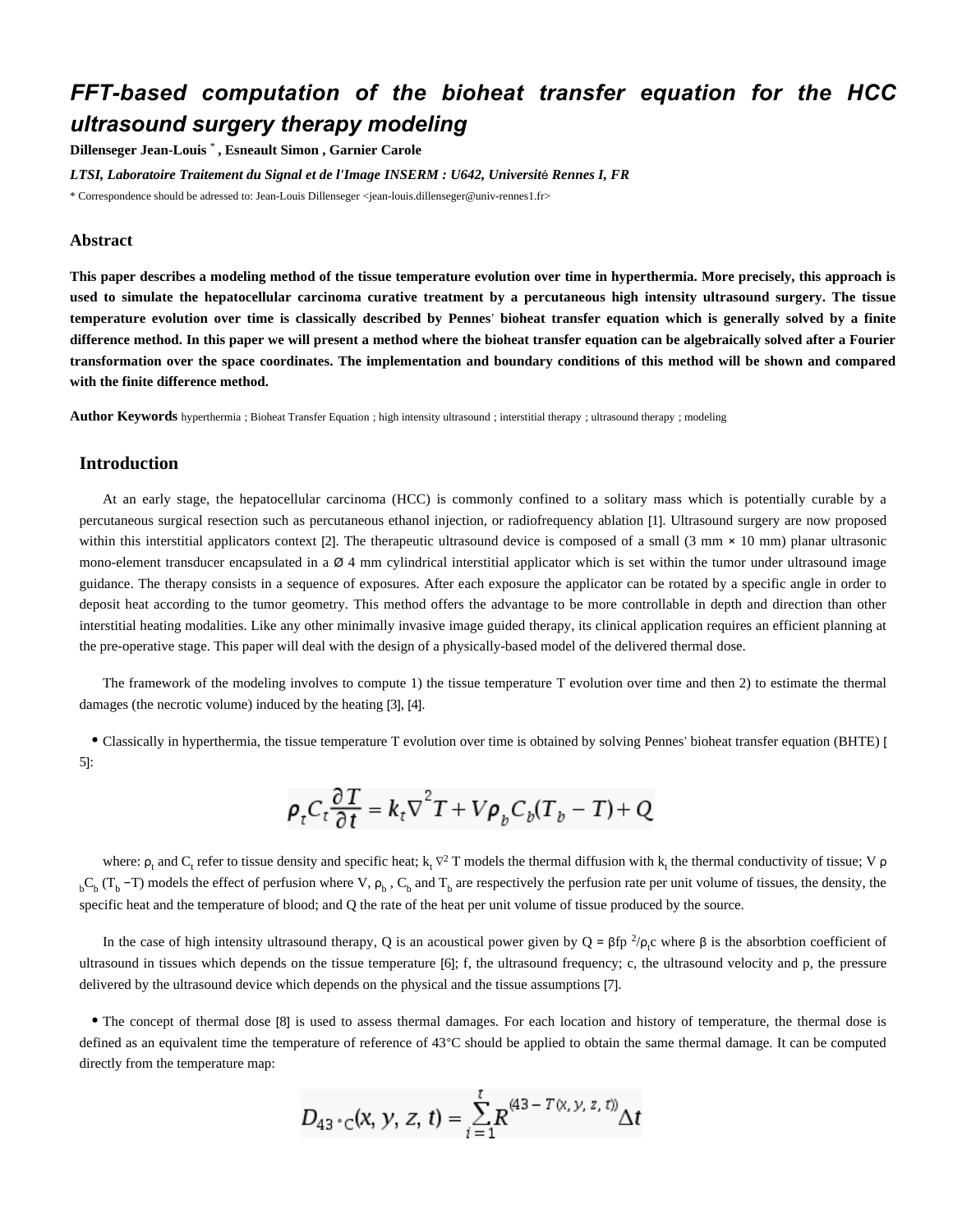# FFT-based computation of the bioheat transfer equation for the HCC ultrasound surgery therapy modeling

**Dillenseger Jean-Louis** * **, Esneault Simon , Garnier Carole**

*LTSI, Laboratoire Traitement du Signal et de l'Image INSERM : U642, Université Rennes I, FR*

* Correspondence should be adressed to: Jean-Louis Dillenseger <jean-louis.dillenseger@univ-rennes1.fr>

## Abstract

**This paper describes a modeling method of the tissue temperature evolution over time in hyperthermia. More precisely, this approach is used to simulate the hepatocellular carcinoma curative treatment by a percutaneous high intensity ultrasound surgery. The tissue temperature evolution over time is classically described by Pennes' bioheat transfer equation which is generally solved by a finite difference method. In this paper we will present a method where the bioheat transfer equation can be algebraically solved after a Fourier transformation over the space coordinates. The implementation and boundary conditions of this method will be shown and compared with the finite difference method.**

**Author Keywords** hyperthermia ; Bioheat Transfer Equation ; high intensity ultrasound ; interstitial therapy ; ultrasound therapy ; modeling

## Introduction

At an early stage, the hepatocellular carcinoma (HCC) is commonly confined to a solitary mass which is potentially curable by a percutaneous surgical resection such as percutaneous ethanol injection, or radiofrequency ablation [1]. Ultrasound surgery are now proposed within this interstitial applicators context [2]. The therapeutic ultrasound device is composed of a small (3 mm × 10 mm) planar ultrasonic mono-element transducer encapsulated in a Ø 4 mm cylindrical interstitial applicator which is set within the tumor under ultrasound image guidance. The therapy consists in a sequence of exposures. After each exposure the applicator can be rotated by a specific angle in order to deposit heat according to the tumor geometry. This method offers the advantage to be more controllable in depth and direction than other interstitial heating modalities. Like any other minimally invasive image guided therapy, its clinical application requires an efficient planning at the pre-operative stage. This paper will deal with the design of a physically-based model of the delivered thermal dose.

The framework of the modeling involves to compute 1) the tissue temperature T evolution over time and then 2) to estimate the thermal damages (the necrotic volume) induced by the heating [3], [4].

- Classically in hyperthermia, the tissue temperature T evolution over time is obtained by solving Pennes' bioheat transfer equation (BHTE) [5]:

$$\rho_t C_t \frac{\partial T}{\partial t} = k_t \nabla^2 T + V \rho_b C_b (T_b - T) + Q$$

where: $\rho_t$ and $C_t$ refer to tissue density and specific heat; $k_t \nabla^2 T$ models the thermal diffusion with $k_t$ the thermal conductivity of tissue; $V \rho_b C_b (T_b - T)$ models the effect of perfusion where V, $\rho_b$, $C_b$ and $T_b$ are respectively the perfusion rate per unit volume of tissues, the density, the specific heat and the temperature of blood; and Q the rate of the heat per unit volume of tissue produced by the source.

In the case of high intensity ultrasound therapy, Q is an acoustical power given by $Q = \beta f p^2 / \rho_t c$ where β is the absorbtion coefficient of ultrasound in tissues which depends on the tissue temperature [6]; f, the ultrasound frequency; c, the ultrasound velocity and p, the pressure delivered by the ultrasound device which depends on the physical and the tissue assumptions [7].

- The concept of thermal dose [8] is used to assess thermal damages. For each location and history of temperature, the thermal dose is defined as an equivalent time the temperature of reference of 43°C should be applied to obtain the same thermal damage. It can be computed directly from the temperature map:

$$D_{43^\circ C}(x, y, z, t) = \sum_{i=1}^{t} R^{(43 - T(x, y, z, t))} \Delta t$$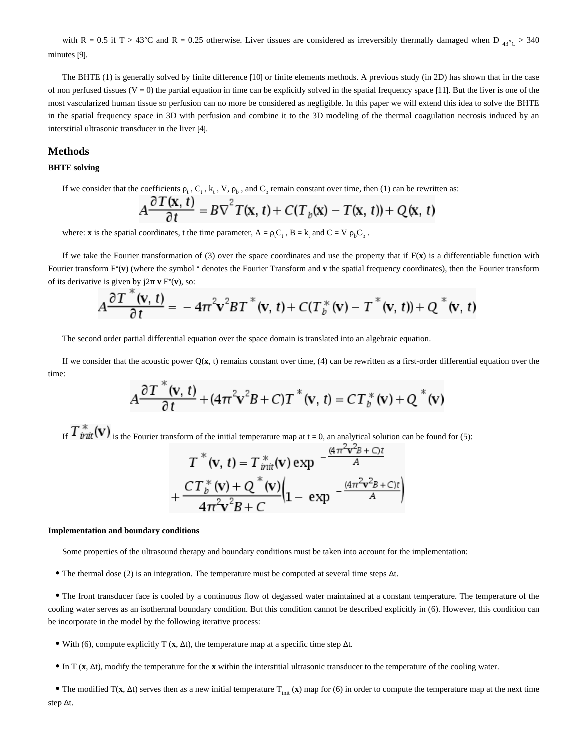with R = 0.5 if T > 43°C and R = 0.25 otherwise. Liver tissues are considered as irreversibly thermally damaged when $D_{43°C}$ > 340 minutes [9].

The BHTE (1) is generally solved by finite difference [10] or finite elements methods. A previous study (in 2D) has shown that in the case of non perfused tissues (V = 0) the partial equation in time can be explicitly solved in the spatial frequency space [11]. But the liver is one of the most vascularized human tissue so perfusion can no more be considered as negligible. In this paper we will extend this idea to solve the BHTE in the spatial frequency space in 3D with perfusion and combine it to the 3D modeling of the thermal coagulation necrosis induced by an interstitial ultrasonic transducer in the liver [4].

## Methods

### BHTE solving

If we consider that the coefficients $\rho_t$ , $C_t$ , $k_t$ , V, $\rho_b$ , and $C_b$ remain constant over time, then (1) can be rewritten as:

$$A\frac{\partial T(\mathbf{x}, t)}{\partial t} = B\nabla^2 T(\mathbf{x}, t) + C(T_b(\mathbf{x}) - T(\mathbf{x}, t)) + Q(\mathbf{x}, t)$$

where: **x** is the spatial coordinates, t the time parameter, $A = \rho_t C_t$ , $B = k_t$ and $C = V \rho_b C_b$ .

If we take the Fourier transformation of (3) over the space coordinates and use the property that if F(**x**) is a differentiable function with Fourier transform F*(**v**) (where the symbol * denotes the Fourier Transform and **v** the spatial frequency coordinates), then the Fourier transform of its derivative is given by j2π **v** F*(**v**), so:

$$A\frac{\partial T^*(\mathbf{v}, t)}{\partial t} = -4\pi^2\mathbf{v}^2 B T^*(\mathbf{v}, t) + C(T_b^*(\mathbf{v}) - T^*(\mathbf{v}, t)) + Q^*(\mathbf{v}, t)$$

The second order partial differential equation over the space domain is translated into an algebraic equation.

If we consider that the acoustic power Q(**x**, t) remains constant over time, (4) can be rewritten as a first-order differential equation over the time:

$$A\frac{\partial T^*(\mathbf{v}, t)}{\partial t} + (4\pi^2\mathbf{v}^2 B + C)T^*(\mathbf{v}, t) = CT_b^*(\mathbf{v}) + Q^*(\mathbf{v})$$

If $T^*_{init}(\mathbf{v})$ is the Fourier transform of the initial temperature map at t = 0, an analytical solution can be found for (5):

$$T^*(\mathbf{v}, t) = T^*_{init}(\mathbf{v}) \exp^{-\frac{(4\pi^2\mathbf{v}^2 B + C)t}{A}} + \frac{CT_b^*(\mathbf{v}) + Q^*(\mathbf{v})}{4\pi^2\mathbf{v}^2 B + C}\left(1 - \exp^{-\frac{(4\pi^2\mathbf{v}^2 B + C)t}{A}}\right)$$

### Implementation and boundary conditions

Some properties of the ultrasound therapy and boundary conditions must be taken into account for the implementation:

- The thermal dose (2) is an integration. The temperature must be computed at several time steps Δt.
- The front transducer face is cooled by a continuous flow of degassed water maintained at a constant temperature. The temperature of the cooling water serves as an isothermal boundary condition. But this condition cannot be described explicitly in (6). However, this condition can be incorporate in the model by the following iterative process:
- With (6), compute explicitly T (**x**, Δt), the temperature map at a specific time step Δt.
- In T (**x**, Δt), modify the temperature for the **x** within the interstitial ultrasonic transducer to the temperature of the cooling water.
- The modified T(**x**, Δt) serves then as a new initial temperature $T_{init}$ (**x**) map for (6) in order to compute the temperature map at the next time step Δt.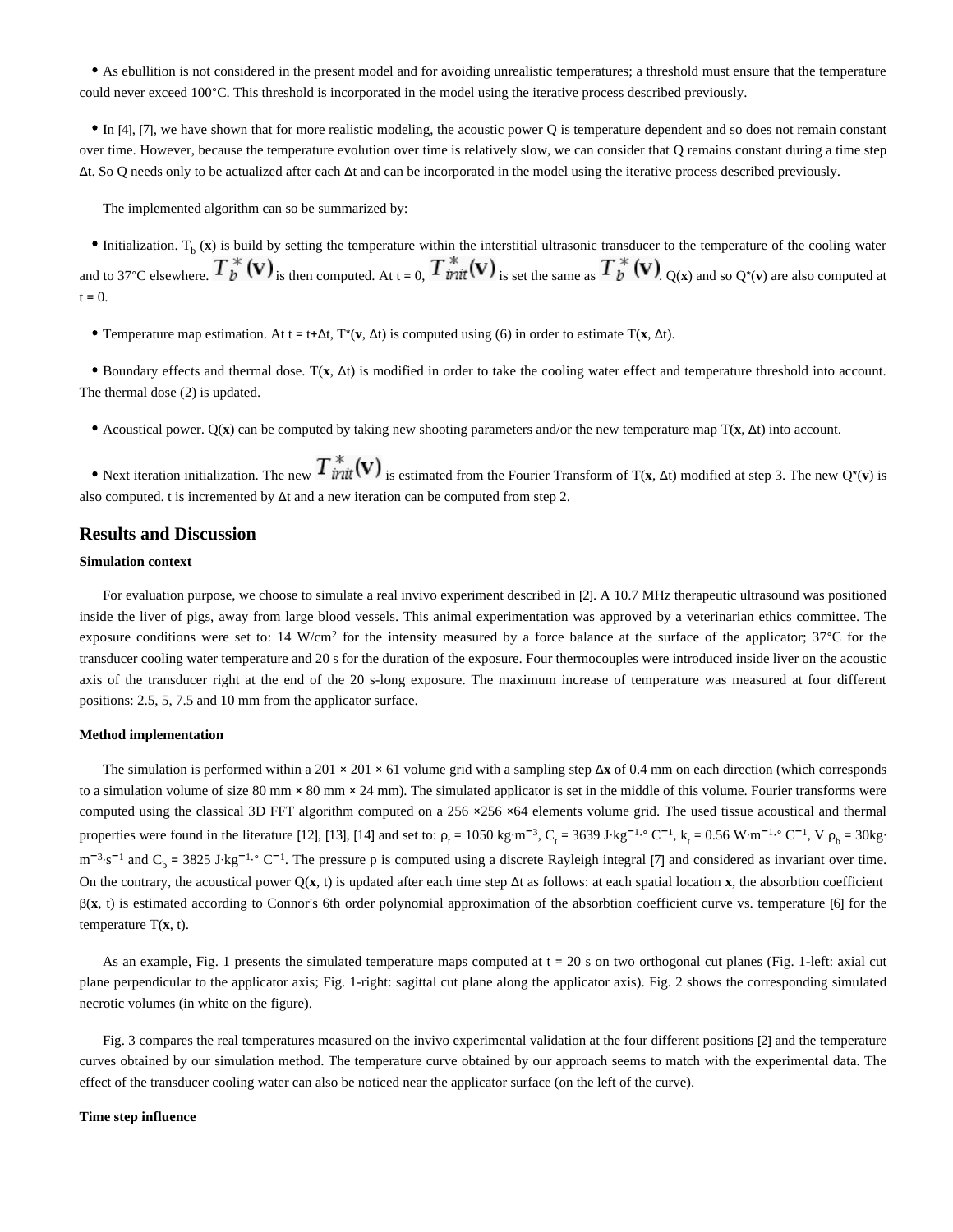- As ebullition is not considered in the present model and for avoiding unrealistic temperatures; a threshold must ensure that the temperature could never exceed 100°C. This threshold is incorporated in the model using the iterative process described previously.

- In [4], [7], we have shown that for more realistic modeling, the acoustic power Q is temperature dependent and so does not remain constant over time. However, because the temperature evolution over time is relatively slow, we can consider that Q remains constant during a time step Δt. So Q needs only to be actualized after each Δt and can be incorporated in the model using the iterative process described previously.

The implemented algorithm can so be summarized by:

- Initialization. $T_b$ (**x**) is build by setting the temperature within the interstitial ultrasonic transducer to the temperature of the cooling water and to 37°C elsewhere. $T_b^*(\mathbf{v})$ is then computed. At t = 0, $T_{init}^*(\mathbf{v})$ is set the same as $T_b^*(\mathbf{v})$. Q(**x**) and so Q*(**v**) are also computed at t = 0.

- Temperature map estimation. At t = t+Δt, T*(**v**, Δt) is computed using (6) in order to estimate T(**x**, Δt).

- Boundary effects and thermal dose. T(**x**, Δt) is modified in order to take the cooling water effect and temperature threshold into account. The thermal dose (2) is updated.

- Acoustical power. Q(**x**) can be computed by taking new shooting parameters and/or the new temperature map T(**x**, Δt) into account.

- Next iteration initialization. The new $T_{init}^*(\mathbf{v})$ is estimated from the Fourier Transform of T(**x**, Δt) modified at step 3. The new Q*(**v**) is also computed. t is incremented by Δt and a new iteration can be computed from step 2.

## Results and Discussion

#### Simulation context

For evaluation purpose, we choose to simulate a real invivo experiment described in [2]. A 10.7 MHz therapeutic ultrasound was positioned inside the liver of pigs, away from large blood vessels. This animal experimentation was approved by a veterinarian ethics committee. The exposure conditions were set to: 14 W/cm$^2$ for the intensity measured by a force balance at the surface of the applicator; 37°C for the transducer cooling water temperature and 20 s for the duration of the exposure. Four thermocouples were introduced inside liver on the acoustic axis of the transducer right at the end of the 20 s-long exposure. The maximum increase of temperature was measured at four different positions: 2.5, 5, 7.5 and 10 mm from the applicator surface.

#### Method implementation

The simulation is performed within a 201 × 201 × 61 volume grid with a sampling step Δ**x** of 0.4 mm on each direction (which corresponds to a simulation volume of size 80 mm × 80 mm × 24 mm). The simulated applicator is set in the middle of this volume. Fourier transforms were computed using the classical 3D FFT algorithm computed on a 256 ×256 ×64 elements volume grid. The used tissue acoustical and thermal properties were found in the literature [12], [13], [14] and set to: $\rho_t$ = 1050 kg·m$^{-3}$, $C_t$ = 3639 J·kg$^{-1}$·° C$^{-1}$, $k_t$ = 0.56 W·m$^{-1}$·° C$^{-1}$, V $\rho_b$ = 30kg·m$^{-3}$·s$^{-1}$ and $C_b$ = 3825 J·kg$^{-1}$·° C$^{-1}$. The pressure p is computed using a discrete Rayleigh integral [7] and considered as invariant over time. On the contrary, the acoustical power Q(**x**, t) is updated after each time step Δt as follows: at each spatial location **x**, the absorbtion coefficient β(**x**, t) is estimated according to Connor's 6th order polynomial approximation of the absorbtion coefficient curve vs. temperature [6] for the temperature T(**x**, t).

As an example, Fig. 1 presents the simulated temperature maps computed at t = 20 s on two orthogonal cut planes (Fig. 1-left: axial cut plane perpendicular to the applicator axis; Fig. 1-right: sagittal cut plane along the applicator axis). Fig. 2 shows the corresponding simulated necrotic volumes (in white on the figure).

Fig. 3 compares the real temperatures measured on the invivo experimental validation at the four different positions [2] and the temperature curves obtained by our simulation method. The temperature curve obtained by our approach seems to match with the experimental data. The effect of the transducer cooling water can also be noticed near the applicator surface (on the left of the curve).

#### Time step influence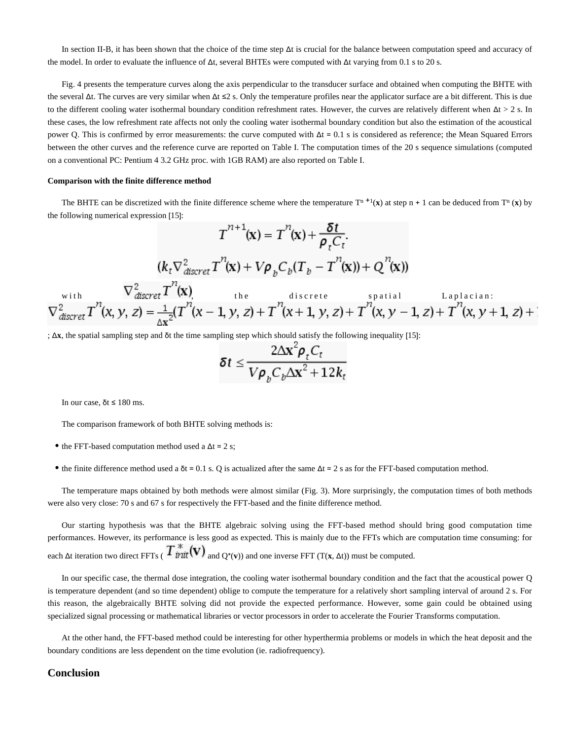In section II-B, it has been shown that the choice of the time step Δt is crucial for the balance between computation speed and accuracy of the model. In order to evaluate the influence of Δt, several BHTEs were computed with Δt varying from 0.1 s to 20 s.

Fig. 4 presents the temperature curves along the axis perpendicular to the transducer surface and obtained when computing the BHTE with the several Δt. The curves are very similar when Δt ≤2 s. Only the temperature profiles near the applicator surface are a bit different. This is due to the different cooling water isothermal boundary condition refreshment rates. However, the curves are relatively different when Δt > 2 s. In these cases, the low refreshment rate affects not only the cooling water isothermal boundary condition but also the estimation of the acoustical power Q. This is confirmed by error measurements: the curve computed with Δt = 0.1 s is considered as reference; the Mean Squared Errors between the other curves and the reference curve are reported on Table I. The computation times of the 20 s sequence simulations (computed on a conventional PC: Pentium 4 3.2 GHz proc. with 1GB RAM) are also reported on Table I.

**Comparison with the finite difference method**

The BHTE can be discretized with the finite difference scheme where the temperature $T^{n+1}(\mathbf{x})$ at step n + 1 can be deduced from $T^n(\mathbf{x})$ by the following numerical expression [15]:

$$T^{n+1}(\mathbf{x}) = T^{n}(\mathbf{x}) + \frac{\delta t}{\rho_t C_t} \cdot (k_t \nabla^2_{discret} T^n(\mathbf{x}) + V\rho_b C_b (T_b - T^n(\mathbf{x})) + Q^n(\mathbf{x}))$$

with $\nabla^2_{discret} T^n(\mathbf{x})$, the discrete spatial Laplacian:

$$\nabla^2_{discret} T^n(x, y, z) = \frac{1}{\Delta \mathbf{x}^2}(T^n(x-1, y, z) + T^n(x+1, y, z) + T^n(x, y-1, z) + T^n(x, y+1, z) + \ldots$$

; $\Delta\mathbf{x}$, the spatial sampling step and δt the time sampling step which should satisfy the following inequality [15]:

$$\delta t \leq \frac{2\Delta \mathbf{x}^2 \rho_t C_t}{V\rho_b C_b \Delta \mathbf{x}^2 + 12 k_t}$$

In our case, δt ≤ 180 ms.

The comparison framework of both BHTE solving methods is:

- the FFT-based computation method used a Δt = 2 s;
- the finite difference method used a δt = 0.1 s. Q is actualized after the same Δt = 2 s as for the FFT-based computation method.

The temperature maps obtained by both methods were almost similar (Fig. 3). More surprisingly, the computation times of both methods were also very close: 70 s and 67 s for respectively the FFT-based and the finite difference method.

Our starting hypothesis was that the BHTE algebraic solving using the FFT-based method should bring good computation time performances. However, its performance is less good as expected. This is mainly due to the FFTs which are computation time consuming: for each Δt iteration two direct FFTs ($T^*_{init}(\mathbf{v})$ and $Q^*(\mathbf{v})$) and one inverse FFT ($T(\mathbf{x}, \Delta t)$) must be computed.

In our specific case, the thermal dose integration, the cooling water isothermal boundary condition and the fact that the acoustical power Q is temperature dependent (and so time dependent) oblige to compute the temperature for a relatively short sampling interval of around 2 s. For this reason, the algebraically BHTE solving did not provide the expected performance. However, some gain could be obtained using specialized signal processing or mathematical libraries or vector processors in order to accelerate the Fourier Transforms computation.

At the other hand, the FFT-based method could be interesting for other hyperthermia problems or models in which the heat deposit and the boundary conditions are less dependent on the time evolution (ie. radiofrequency).

## Conclusion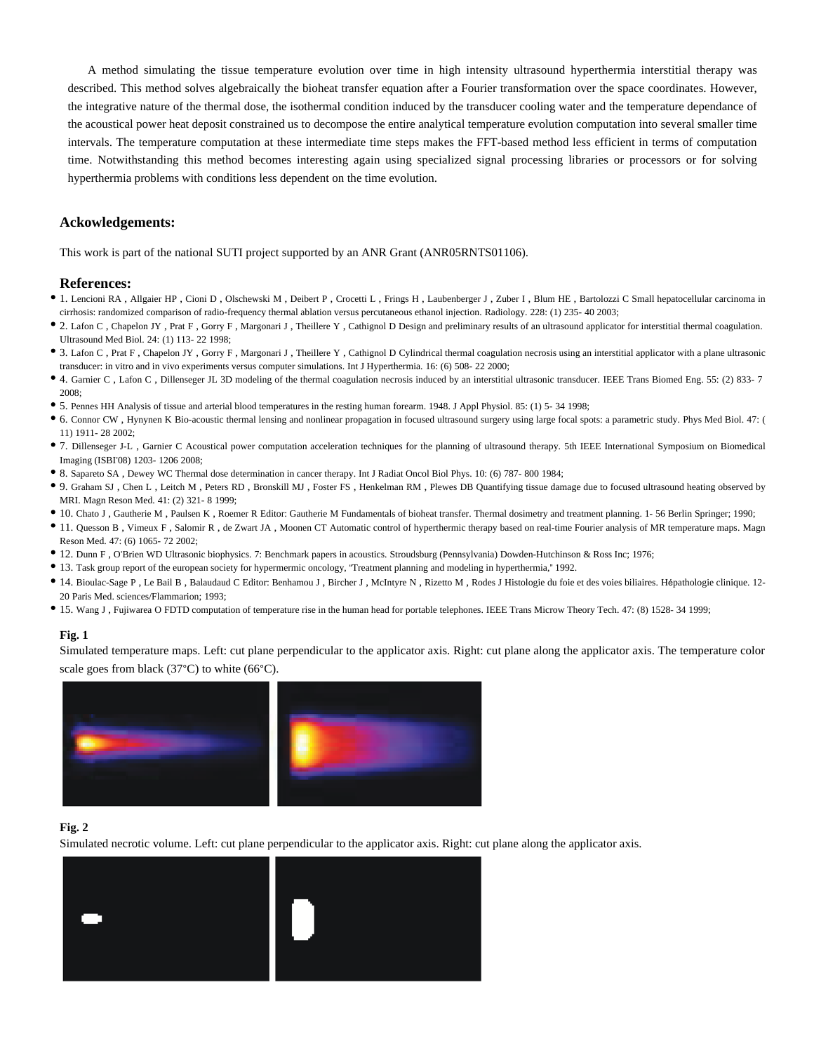A method simulating the tissue temperature evolution over time in high intensity ultrasound hyperthermia interstitial therapy was described. This method solves algebraically the bioheat transfer equation after a Fourier transformation over the space coordinates. However, the integrative nature of the thermal dose, the isothermal condition induced by the transducer cooling water and the temperature dependance of the acoustical power heat deposit constrained us to decompose the entire analytical temperature evolution computation into several smaller time intervals. The temperature computation at these intermediate time steps makes the FFT-based method less efficient in terms of computation time. Notwithstanding this method becomes interesting again using specialized signal processing libraries or processors or for solving hyperthermia problems with conditions less dependent on the time evolution.

## Ackowledgements:

This work is part of the national SUTI project supported by an ANR Grant (ANR05RNTS01106).

## References:

- 1. Lencioni RA , Allgaier HP , Cioni D , Olschewski M , Deibert P , Crocetti L , Frings H , Laubenberger J , Zuber I , Blum HE , Bartolozzi C Small hepatocellular carcinoma in cirrhosis: randomized comparison of radio-frequency thermal ablation versus percutaneous ethanol injection. Radiology. 228: (1) 235- 40 2003;
- 2. Lafon C , Chapelon JY , Prat F , Gorry F , Margonari J , Theillere Y , Cathignol D Design and preliminary results of an ultrasound applicator for interstitial thermal coagulation. Ultrasound Med Biol. 24: (1) 113- 22 1998;
- 3. Lafon C , Prat F , Chapelon JY , Gorry F , Margonari J , Theillere Y , Cathignol D Cylindrical thermal coagulation necrosis using an interstitial applicator with a plane ultrasonic transducer: in vitro and in vivo experiments versus computer simulations. Int J Hyperthermia. 16: (6) 508- 22 2000;
- 4. Garnier C , Lafon C , Dillenseger JL 3D modeling of the thermal coagulation necrosis induced by an interstitial ultrasonic transducer. IEEE Trans Biomed Eng. 55: (2) 833- 7 2008;
- 5. Pennes HH Analysis of tissue and arterial blood temperatures in the resting human forearm. 1948. J Appl Physiol. 85: (1) 5- 34 1998;
- 6. Connor CW , Hynynen K Bio-acoustic thermal lensing and nonlinear propagation in focused ultrasound surgery using large focal spots: a parametric study. Phys Med Biol. 47: ( 11) 1911- 28 2002;
- 7. Dillenseger J-L , Garnier C Acoustical power computation acceleration techniques for the planning of ultrasound therapy. 5th IEEE International Symposium on Biomedical Imaging (ISBI'08) 1203- 1206 2008;
- 8. Sapareto SA , Dewey WC Thermal dose determination in cancer therapy. Int J Radiat Oncol Biol Phys. 10: (6) 787- 800 1984;
- 9. Graham SJ , Chen L , Leitch M , Peters RD , Bronskill MJ , Foster FS , Henkelman RM , Plewes DB Quantifying tissue damage due to focused ultrasound heating observed by MRI. Magn Reson Med. 41: (2) 321- 8 1999;
- 10. Chato J , Gautherie M , Paulsen K , Roemer R Editor: Gautherie M Fundamentals of bioheat transfer. Thermal dosimetry and treatment planning. 1- 56 Berlin Springer; 1990;
- 11. Quesson B , Vimeux F , Salomir R , de Zwart JA , Moonen CT Automatic control of hyperthermic therapy based on real-time Fourier analysis of MR temperature maps. Magn Reson Med. 47: (6) 1065- 72 2002;
- 12. Dunn F , O'Brien WD Ultrasonic biophysics. 7: Benchmark papers in acoustics. Stroudsburg (Pennsylvania) Dowden-Hutchinson & Ross Inc; 1976;
- 13. Task group report of the european society for hypermermic oncology, "Treatment planning and modeling in hyperthermia," 1992.
- 14. Bioulac-Sage P , Le Bail B , Balaudaud C Editor: Benhamou J , Bircher J , McIntyre N , Rizetto M , Rodes J Histologie du foie et des voies biliaires. Hépathologie clinique. 12- 20 Paris Med. sciences/Flammarion; 1993;
- 15. Wang J , Fujiwarea O FDTD computation of temperature rise in the human head for portable telephones. IEEE Trans Microw Theory Tech. 47: (8) 1528- 34 1999;

**Fig. 1**

Simulated temperature maps. Left: cut plane perpendicular to the applicator axis. Right: cut plane along the applicator axis. The temperature color scale goes from black (37°C) to white (66°C).

**Fig. 2**

Simulated necrotic volume. Left: cut plane perpendicular to the applicator axis. Right: cut plane along the applicator axis.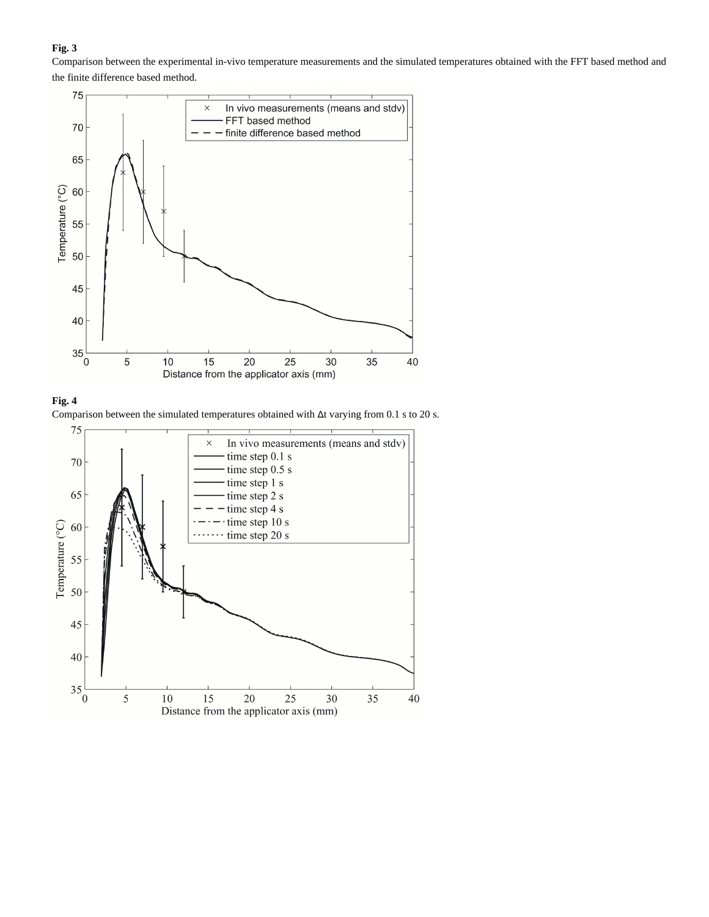**Fig. 3**

Comparison between the experimental in-vivo temperature measurements and the simulated temperatures obtained with the FFT based method and the finite difference based method.

**Fig. 4**

Comparison between the simulated temperatures obtained with Δt varying from 0.1 s to 20 s.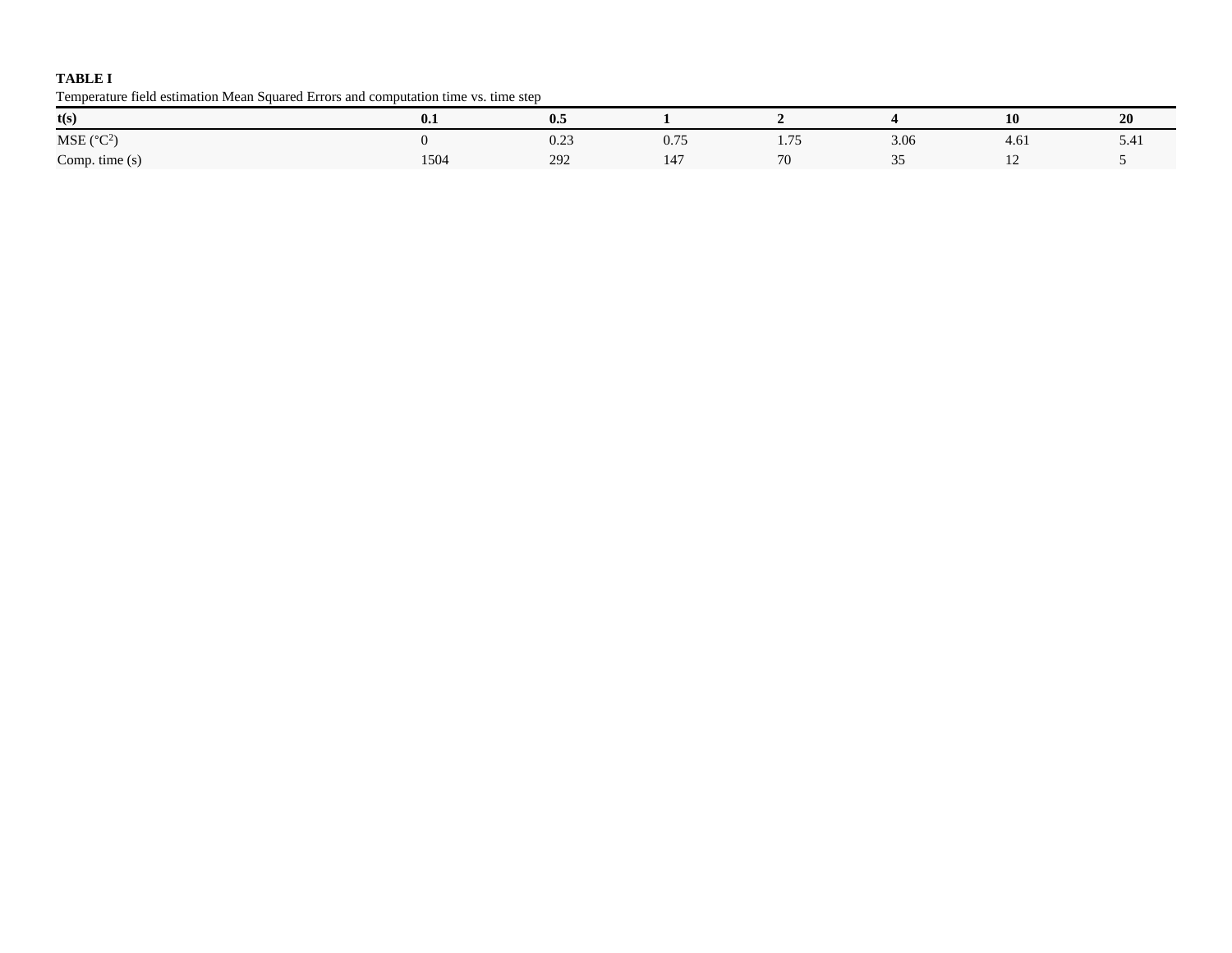**TABLE I**

Temperature field estimation Mean Squared Errors and computation time vs. time step

| **t(s)** | **0.1** | **0.5** | **1** | **2** | **4** | **10** | **20** |
|---|---|---|---|---|---|---|---|
| MSE (°C$^2$) | 0 | 0.23 | 0.75 | 1.75 | 3.06 | 4.61 | 5.41 |
| Comp. time (s) | 1504 | 292 | 147 | 70 | 35 | 12 | 5 |